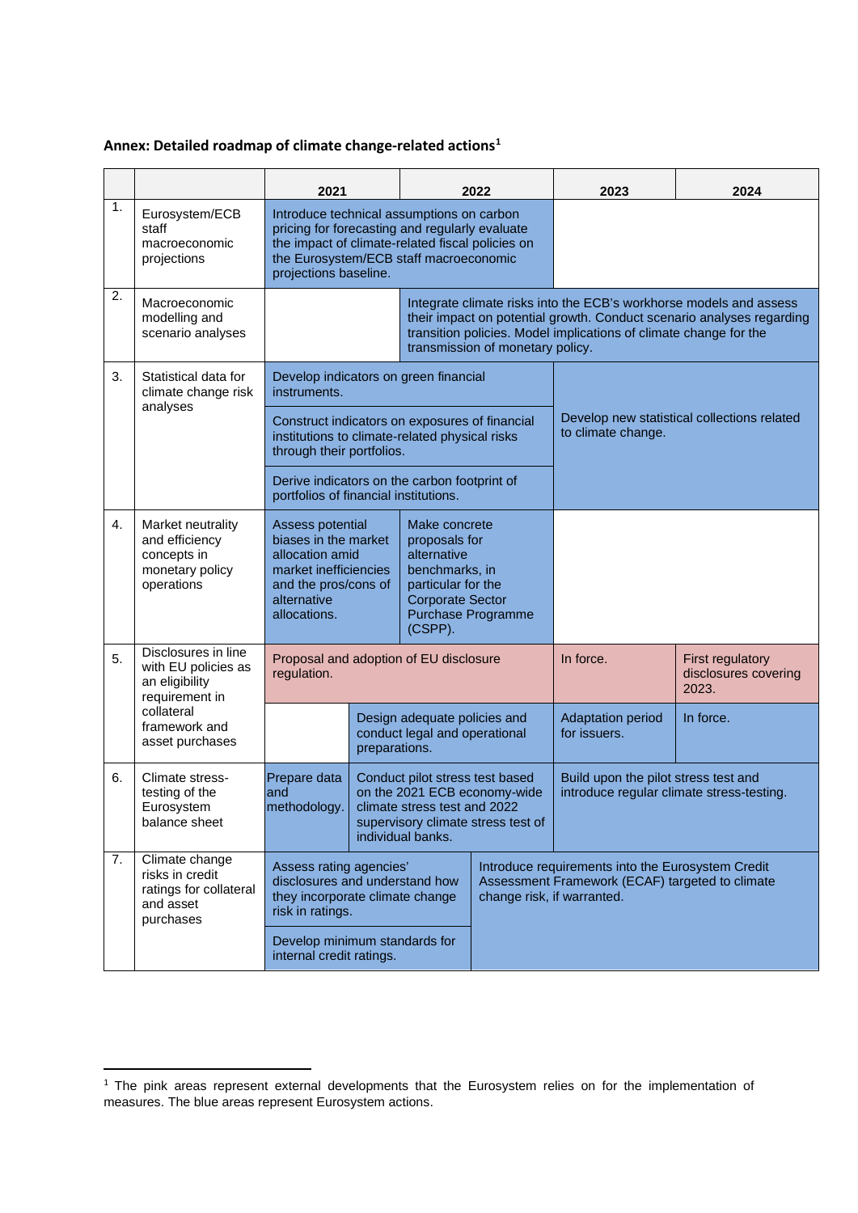**Annex: Detailed roadmap of climate change-related actions**[1]

| | | 2021 | 2022 | 2023 | 2024 |
|---|---|---|---|---|---|
| 1. | Eurosystem/ECB staff macroeconomic projections | Introduce technical assumptions on carbon pricing for forecasting and regularly evaluate the impact of climate-related fiscal policies on the Eurosystem/ECB staff macroeconomic projections baseline. | | | |
| 2. | Macroeconomic modelling and scenario analyses | | Integrate climate risks into the ECB's workhorse models and assess their impact on potential growth. Conduct scenario analyses regarding transition policies. Model implications of climate change for the transmission of monetary policy. | | |
| 3. | Statistical data for climate change risk analyses | Develop indicators on green financial instruments. | | Develop new statistical collections related to climate change. | |
| | | Construct indicators on exposures of financial institutions to climate-related physical risks through their portfolios. | | | |
| | | Derive indicators on the carbon footprint of portfolios of financial institutions. | | | |
| 4. | Market neutrality and efficiency concepts in monetary policy operations | Assess potential biases in the market allocation amid market inefficiencies and the pros/cons of alternative allocations. | Make concrete proposals for alternative benchmarks, in particular for the Corporate Sector Purchase Programme (CSPP). | | |
| 5. | Disclosures in line with EU policies as an eligibility requirement in collateral framework and asset purchases | Proposal and adoption of EU disclosure regulation. | | In force. | First regulatory disclosures covering 2023. |
| | | | Design adequate policies and conduct legal and operational preparations. | Adaptation period for issuers. | In force. |
| 6. | Climate stress-testing of the Eurosystem balance sheet | Prepare data and methodology. | Conduct pilot stress test based on the 2021 ECB economy-wide climate stress test and 2022 supervisory climate stress test of individual banks. | Build upon the pilot stress test and introduce regular climate stress-testing. | |
| 7. | Climate change risks in credit ratings for collateral and asset purchases | Assess rating agencies' disclosures and understand how they incorporate climate change risk in ratings. | Introduce requirements into the Eurosystem Credit Assessment Framework (ECAF) targeted to climate change risk, if warranted. | | |
| | | Develop minimum standards for internal credit ratings. | | | |

[1] The pink areas represent external developments that the Eurosystem relies on for the implementation of measures. The blue areas represent Eurosystem actions.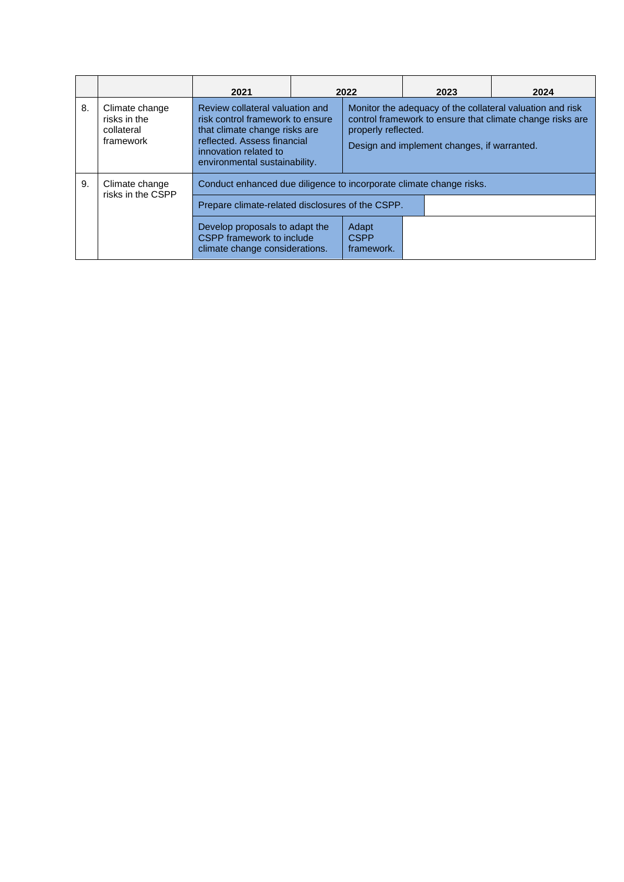| | | 2021 | 2022 | 2023 | 2024 |
|---|---|---|---|---|---|
| 8. | Climate change risks in the collateral framework | Review collateral valuation and risk control framework to ensure that climate change risks are reflected. Assess financial innovation related to environmental sustainability. | Monitor the adequacy of the collateral valuation and risk control framework to ensure that climate change risks are properly reflected.<br><br>Design and implement changes, if warranted. | | |
| 9. | Climate change risks in the CSPP | Conduct enhanced due diligence to incorporate climate change risks. | | | |
| | | Prepare climate-related disclosures of the CSPP. | | | |
| | | Develop proposals to adapt the CSPP framework to include climate change considerations. | Adapt CSPP framework. | | |